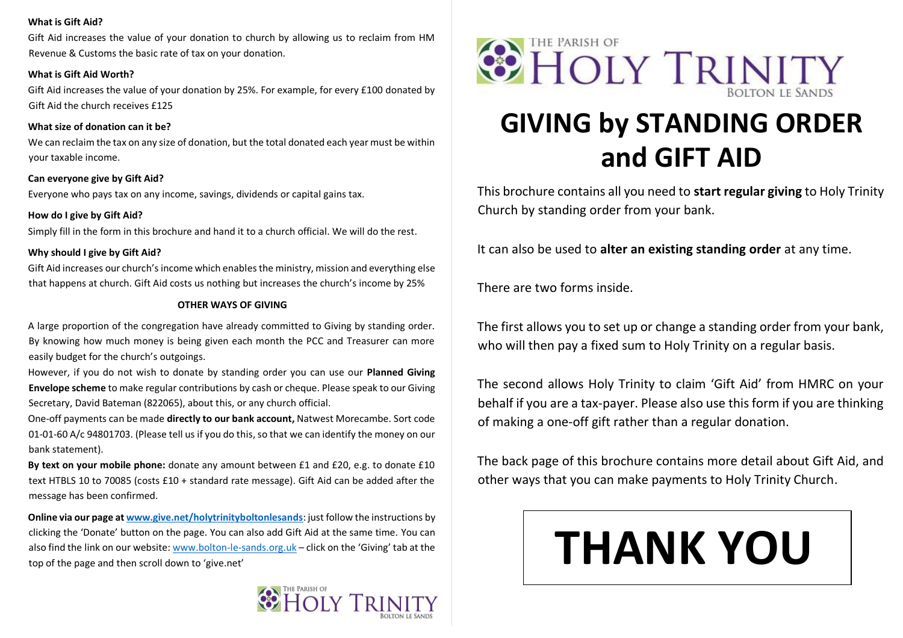**What is Gift Aid?**

Gift Aid increases the value of your donation to church by allowing us to reclaim from HM Revenue & Customs the basic rate of tax on your donation.

**What is Gift Aid Worth?**

Gift Aid increases the value of your donation by 25%. For example, for every £100 donated by Gift Aid the church receives £125

**What size of donation can it be?**

We can reclaim the tax on any size of donation, but the total donated each year must be within your taxable income.

**Can everyone give by Gift Aid?**

Everyone who pays tax on any income, savings, dividends or capital gains tax.

**How do I give by Gift Aid?**

Simply fill in the form in this brochure and hand it to a church official. We will do the rest.

**Why should I give by Gift Aid?**

Gift Aid increases our church's income which enables the ministry, mission and everything else that happens at church. Gift Aid costs us nothing but increases the church's income by 25%

**OTHER WAYS OF GIVING**

A large proportion of the congregation have already committed to Giving by standing order. By knowing how much money is being given each month the PCC and Treasurer can more easily budget for the church's outgoings.

However, if you do not wish to donate by standing order you can use our **Planned Giving Envelope scheme** to make regular contributions by cash or cheque. Please speak to our Giving Secretary, David Bateman (822065), about this, or any church official.

One-off payments can be made **directly to our bank account,** Natwest Morecambe. Sort code 01-01-60 A/c 94801703. (Please tell us if you do this, so that we can identify the money on our bank statement).

**By text on your mobile phone:** donate any amount between £1 and £20, e.g. to donate £10 text HTBLS 10 to 70085 (costs £10 + standard rate message). Gift Aid can be added after the message has been confirmed.

**Online via our page at www.give.net/holytrinityboltonlesands**: just follow the instructions by clicking the 'Donate' button on the page. You can also add Gift Aid at the same time. You can also find the link on our website: www.bolton-le-sands.org.uk – click on the 'Giving' tab at the top of the page and then scroll down to 'give.net'

THE PARISH OF HOLY TRINITY BOLTON LE SANDS

THE PARISH OF HOLY TRINITY BOLTON LE SANDS

# GIVING by STANDING ORDER and GIFT AID

This brochure contains all you need to **start regular giving** to Holy Trinity Church by standing order from your bank.

It can also be used to **alter an existing standing order** at any time.

There are two forms inside.

The first allows you to set up or change a standing order from your bank, who will then pay a fixed sum to Holy Trinity on a regular basis.

The second allows Holy Trinity to claim 'Gift Aid' from HMRC on your behalf if you are a tax-payer. Please also use this form if you are thinking of making a one-off gift rather than a regular donation.

The back page of this brochure contains more detail about Gift Aid, and other ways that you can make payments to Holy Trinity Church.

# THANK YOU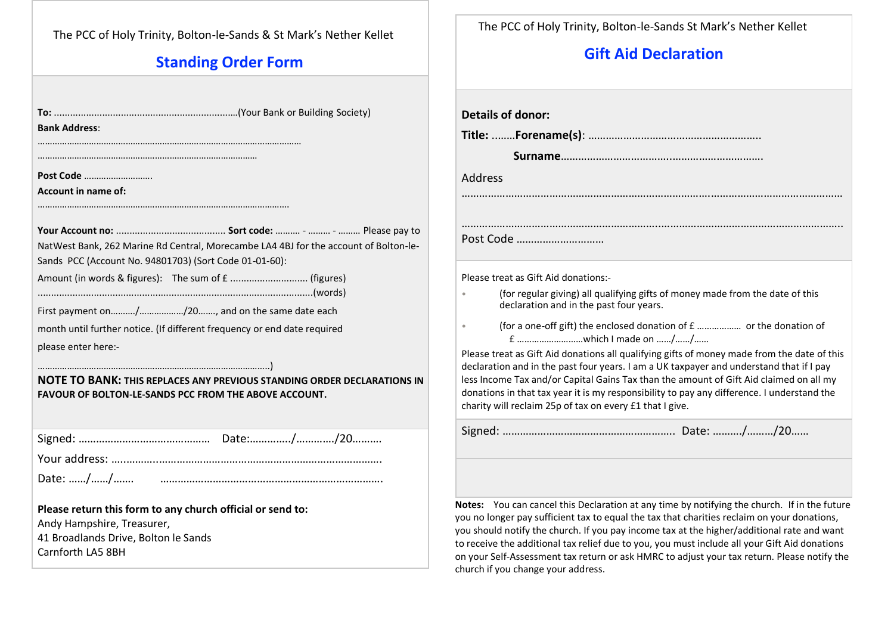The PCC of Holy Trinity, Bolton-le-Sands & St Mark's Nether Kellet

## Standing Order Form

**To:** …………………………………………………………..(Your Bank or Building Society)
**Bank Address**:
……………………………………………………………………………………………
………………………………………………………………………………

**Post Code** ……………………….
**Account in name of:**
…………………………………………………………………………………………

**Your Account no:** …………………………………. **Sort code:** ………. - ……… - ……… Please pay to NatWest Bank, 262 Marine Rd Central, Morecambe LA4 4BJ for the account of Bolton-le-Sands PCC (Account No. 94801703) (Sort Code 01-01-60):

Amount (in words & figures): The sum of £ ………………………. (figures)
…………………………………………………………………………………………(words)

First payment on………/………………/20……., and on the same date each month until further notice. (If different frequency or end date required please enter here:-

……………………………………………………………………………….)

**NOTE TO BANK: THIS REPLACES ANY PREVIOUS STANDING ORDER DECLARATIONS IN FAVOUR OF BOLTON-LE-SANDS PCC FROM THE ABOVE ACCOUNT.**

Signed: ……………………………………… Date:…………../…………./20……….
Your address: ………………………………………………………………………………
Date: ……/……/……. …………………………………………………………………….

**Please return this form to any church official or send to:**
Andy Hampshire, Treasurer,
41 Broadlands Drive, Bolton le Sands
Carnforth LA5 8BH

The PCC of Holy Trinity, Bolton-le-Sands St Mark's Nether Kellet

## Gift Aid Declaration

**Details of donor:**

**Title:** ……..**Forename(s)**: …………………………………………………..
**Surname**…………………………………………………………

Address
…………………………………………………………………………………………………………
…………………………………………………………………………………………………………
Post Code …………………………

Please treat as Gift Aid donations:-

- (for regular giving) all qualifying gifts of money made from the date of this declaration and in the past four years.
- (for a one-off gift) the enclosed donation of £ ……………… or the donation of £ ………………………which I made on ……/……/……

Please treat as Gift Aid donations all qualifying gifts of money made from the date of this declaration and in the past four years. I am a UK taxpayer and understand that if I pay less Income Tax and/or Capital Gains Tax than the amount of Gift Aid claimed on all my donations in that tax year it is my responsibility to pay any difference. I understand the charity will reclaim 25p of tax on every £1 that I give.

Signed: ………………………………………………… Date: ………/………/20……

**Notes:** You can cancel this Declaration at any time by notifying the church. If in the future you no longer pay sufficient tax to equal the tax that charities reclaim on your donations, you should notify the church. If you pay income tax at the higher/additional rate and want to receive the additional tax relief due to you, you must include all your Gift Aid donations on your Self-Assessment tax return or ask HMRC to adjust your tax return. Please notify the church if you change your address.